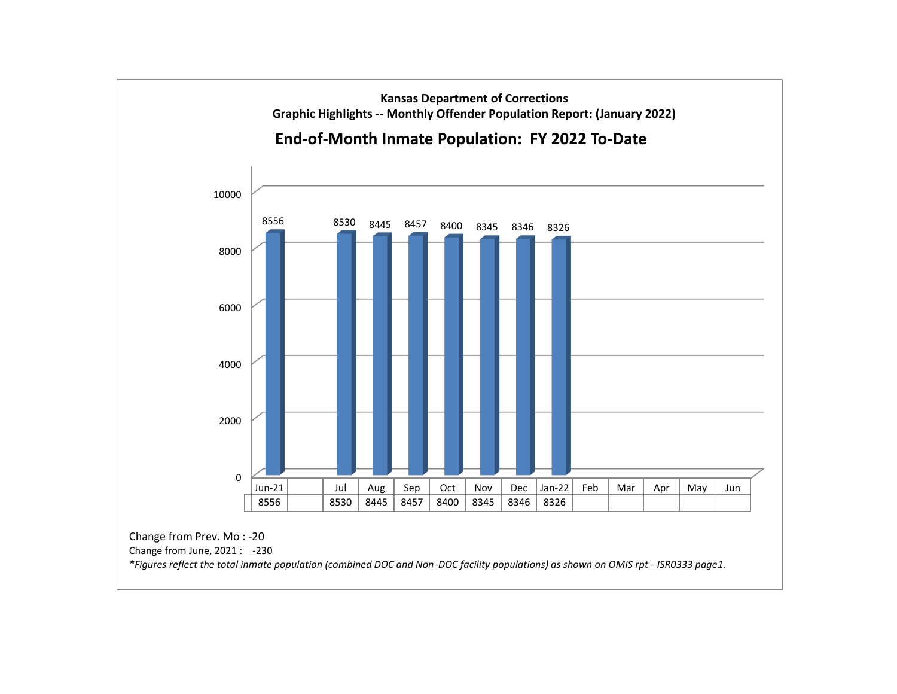**Kansas Department of Corrections**

**Graphic Highlights -- Monthly Offender Population Report: (January 2022)**

## End-of-Month Inmate Population: FY 2022 To-Date

| Jun-21 | | Jul | Aug | Sep | Oct | Nov | Dec | Jan-22 | Feb | Mar | Apr | May | Jun |
|---|---|---|---|---|---|---|---|---|---|---|---|---|---|
| 8556 | | 8530 | 8445 | 8457 | 8400 | 8345 | 8346 | 8326 | | | | | |

Change from Prev. Mo : -20

Change from June, 2021 : -230

*\*Figures reflect the total inmate population (combined DOC and Non-DOC facility populations) as shown on OMIS rpt - ISR0333 page1.*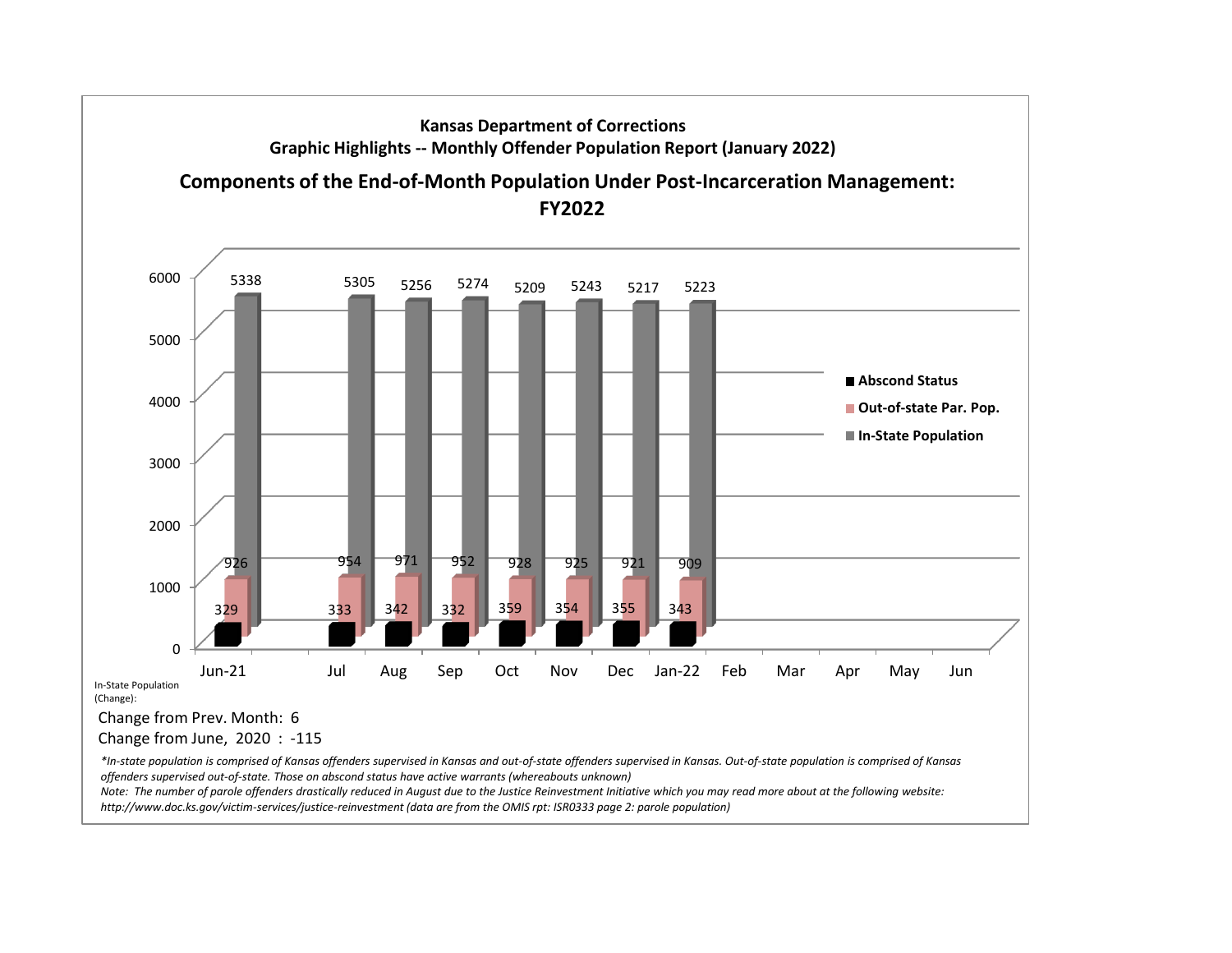**Kansas Department of Corrections**

**Graphic Highlights -- Monthly Offender Population Report (January 2022)**

## Components of the End-of-Month Population Under Post-Incarceration Management: FY2022

| Month | Abscond Status | Out-of-state Par. Pop. | In-State Population |
|---|---|---|---|
| Jun-21 | 329 | 926 | 5338 |
| Jul | 333 | 954 | 5305 |
| Aug | 342 | 971 | 5256 |
| Sep | 332 | 952 | 5274 |
| Oct | 359 | 928 | 5209 |
| Nov | 354 | 925 | 5243 |
| Dec | 355 | 921 | 5217 |
| Jan-22 | 343 | 909 | 5223 |
| Feb | | | |
| Mar | | | |
| Apr | | | |
| May | | | |
| Jun | | | |

In-State Population (Change):

Change from Prev. Month: 6

Change from June, 2020 : -115

*\*In-state population is comprised of Kansas offenders supervised in Kansas and out-of-state offenders supervised in Kansas. Out-of-state population is comprised of Kansas offenders supervised out-of-state. Those on abscond status have active warrants (whereabouts unknown)*

*Note: The number of parole offenders drastically reduced in August due to the Justice Reinvestment Initiative which you may read more about at the following website: http://www.doc.ks.gov/victim-services/justice-reinvestment (data are from the OMIS rpt: ISR0333 page 2: parole population)*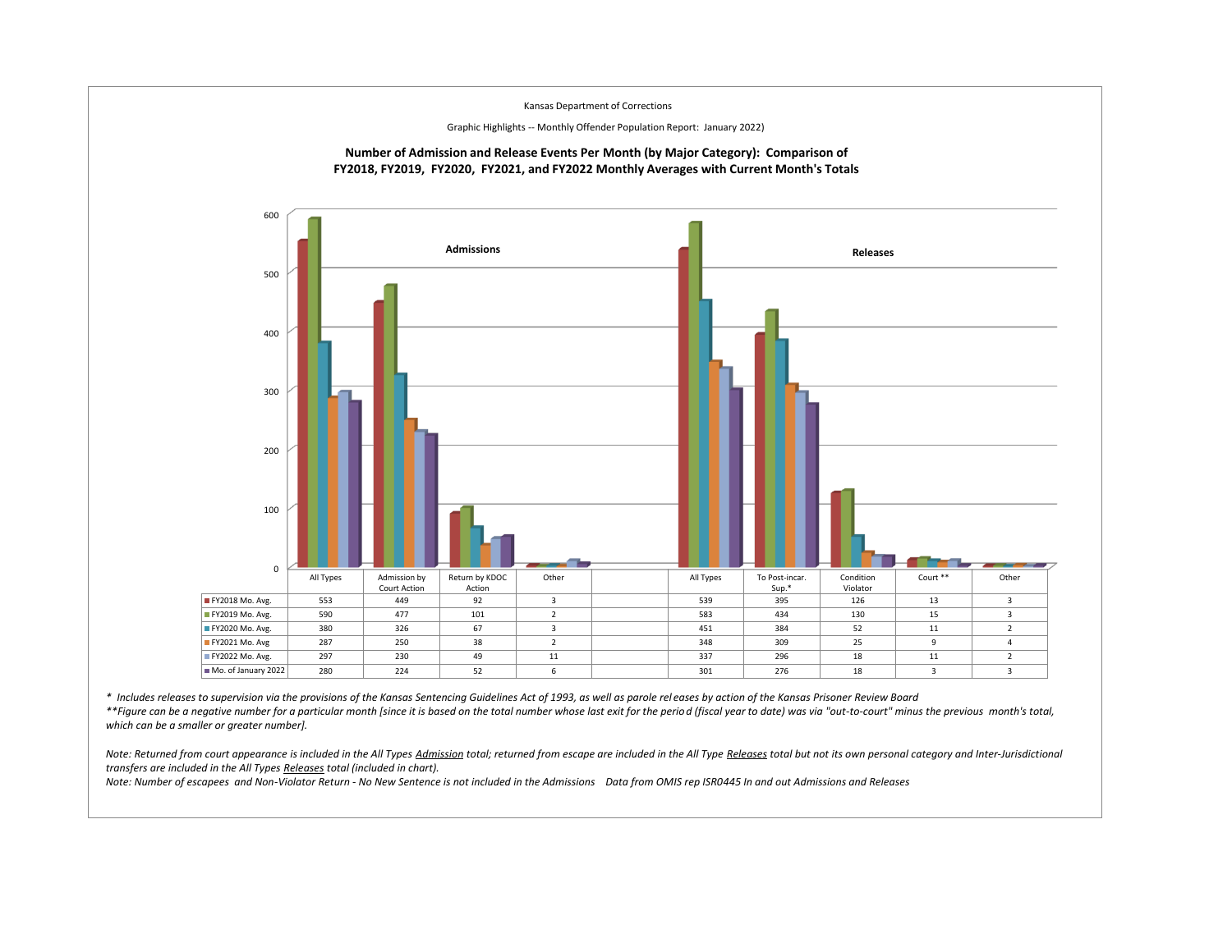Kansas Department of Corrections

Graphic Highlights -- Monthly Offender Population Report: January 2022)

**Number of Admission and Release Events Per Month (by Major Category): Comparison of FY2018, FY2019, FY2020, FY2021, and FY2022 Monthly Averages with Current Month's Totals**

| | Admissions | | | | | Releases | | | | |
|---|---|---|---|---|---|---|---|---|---|---|
| | All Types | Admission by Court Action | Return by KDOC Action | Other | | All Types | To Post-incar. Sup.* | Condition Violator | Court ** | Other |
| FY2018 Mo. Avg. | 553 | 449 | 92 | 3 | | 539 | 395 | 126 | 13 | 3 |
| FY2019 Mo. Avg. | 590 | 477 | 101 | 2 | | 583 | 434 | 130 | 15 | 3 |
| FY2020 Mo. Avg. | 380 | 326 | 67 | 3 | | 451 | 384 | 52 | 11 | 2 |
| FY2021 Mo. Avg | 287 | 250 | 38 | 2 | | 348 | 309 | 25 | 9 | 4 |
| FY2022 Mo. Avg. | 297 | 230 | 49 | 11 | | 337 | 296 | 18 | 11 | 2 |
| Mo. of January 2022 | 280 | 224 | 52 | 6 | | 301 | 276 | 18 | 3 | 3 |

*\* Includes releases to supervision via the provisions of the Kansas Sentencing Guidelines Act of 1993, as well as parole releases by action of the Kansas Prisoner Review Board*

*\*\*Figure can be a negative number for a particular month [since it is based on the total number whose last exit for the period (fiscal year to date) was via "out-to-court" minus the previous month's total, which can be a smaller or greater number].*

*Note: Returned from court appearance is included in the All Types Admission total; returned from escape are included in the All Type Releases total but not its own personal category and Inter-Jurisdictional transfers are included in the All Types Releases total (included in chart).*

*Note: Number of escapees and Non-Violator Return - No New Sentence is not included in the Admissions   Data from OMIS rep ISR0445 In and out Admissions and Releases*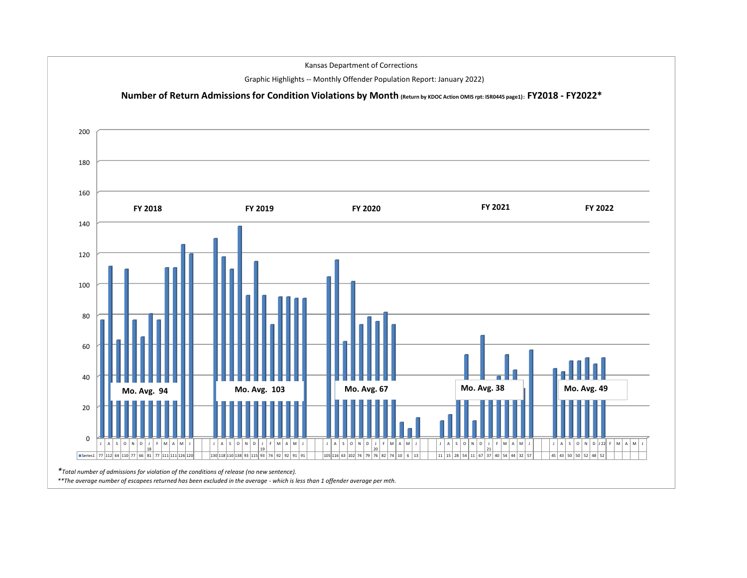Kansas Department of Corrections

Graphic Highlights -- Monthly Offender Population Report: January 2022)

## Number of Return Admissions for Condition Violations by Month (Return by KDOC Action OMIS rpt: ISR0445 page1): FY2018 - FY2022*

| | J | A | S | O | N | D | J 18 | F | M | A | M | J |
|---|---|---|---|---|---|---|---|---|---|---|---|---|
| FY 2018 (Mo. Avg. 94) | 77 | 112 | 64 | 110 | 77 | 66 | 81 | 77 | 111 | 111 | 126 | 120 |
| FY 2019 (Mo. Avg. 103) | 130 | 118 | 110 | 138 | 93 | 115 | 93 | 74 | 92 | 92 | 91 | 91 |
| FY 2020 (Mo. Avg. 67) | 105 | 116 | 63 | 102 | 74 | 79 | 76 | 82 | 74 | 10 | 6 | 13 |
| FY 2021 (Mo. Avg. 38) | 11 | 15 | 28 | 54 | 11 | 67 | 37 | 40 | 54 | 44 | 32 | 57 |
| FY 2022 (Mo. Avg. 49) | 45 | 43 | 50 | 50 | 52 | 48 | 52 | | | | | |

*\*Total number of admissions for violation of the conditions of release (no new sentence).*

*\*\*The average number of escapees returned has been excluded in the average - which is less than 1 offender average per mth.*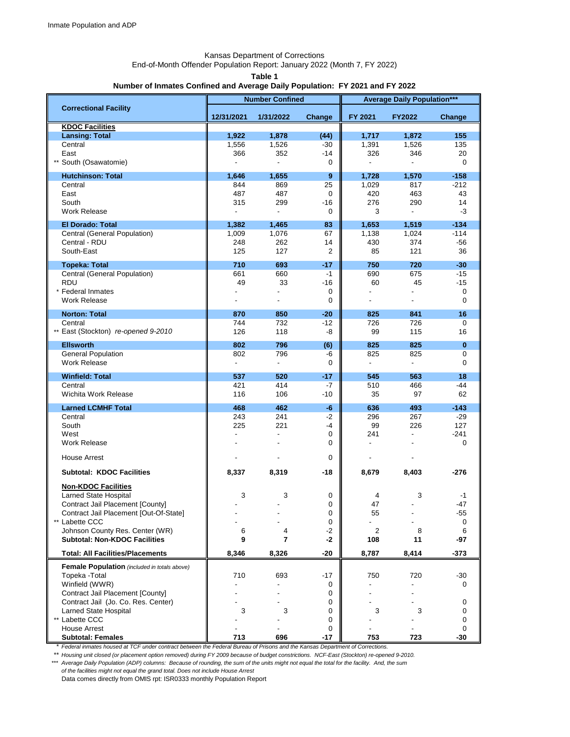Inmate Population and ADP

Kansas Department of Corrections

End-of-Month Offender Population Report: January 2022 (Month 7, FY 2022)

**Table 1**

**Number of Inmates Confined and Average Daily Population: FY 2021 and FY 2022**

| Correctional Facility | Number Confined | | | Average Daily Population*** | | |
|---|---|---|---|---|---|---|
| | 12/31/2021 | 1/31/2022 | Change | FY 2021 | FY2022 | Change |
| **KDOC Facilities** | | | | | | |
| **Lansing: Total** | **1,922** | **1,878** | **(44)** | **1,717** | **1,872** | **155** |
| Central | 1,556 | 1,526 | -30 | 1,391 | 1,526 | 135 |
| East | 366 | 352 | -14 | 326 | 346 | 20 |
| ** South (Osawatomie) | - | - | 0 | - | - | 0 |
| **Hutchinson: Total** | **1,646** | **1,655** | **9** | **1,728** | **1,570** | **-158** |
| Central | 844 | 869 | 25 | 1,029 | 817 | -212 |
| East | 487 | 487 | 0 | 420 | 463 | 43 |
| South | 315 | 299 | -16 | 276 | 290 | 14 |
| Work Release | - | - | 0 | 3 | - | -3 |
| **El Dorado: Total** | **1,382** | **1,465** | **83** | **1,653** | **1,519** | **-134** |
| Central (General Population) | 1,009 | 1,076 | 67 | 1,138 | 1,024 | -114 |
| Central - RDU | 248 | 262 | 14 | 430 | 374 | -56 |
| South-East | 125 | 127 | 2 | 85 | 121 | 36 |
| **Topeka: Total** | **710** | **693** | **-17** | **750** | **720** | **-30** |
| Central (General Population) | 661 | 660 | -1 | 690 | 675 | -15 |
| RDU | 49 | 33 | -16 | 60 | 45 | -15 |
| * Federal Inmates | - | - | 0 | - | - | 0 |
| Work Release | - | - | 0 | - | - | 0 |
| **Norton: Total** | **870** | **850** | **-20** | **825** | **841** | **16** |
| Central | 744 | 732 | -12 | 726 | 726 | 0 |
| ** East (Stockton) *re-opened 9-2010* | 126 | 118 | -8 | 99 | 115 | 16 |
| **Ellsworth** | **802** | **796** | **(6)** | **825** | **825** | **0** |
| General Population | 802 | 796 | -6 | 825 | 825 | 0 |
| Work Release | - | - | 0 | - | - | 0 |
| **Winfield: Total** | **537** | **520** | **-17** | **545** | **563** | **18** |
| Central | 421 | 414 | -7 | 510 | 466 | -44 |
| Wichita Work Release | 116 | 106 | -10 | 35 | 97 | 62 |
| **Larned LCMHF Total** | **468** | **462** | **-6** | **636** | **493** | **-143** |
| Central | 243 | 241 | -2 | 296 | 267 | -29 |
| South | 225 | 221 | -4 | 99 | 226 | 127 |
| West | - | - | 0 | 241 | - | -241 |
| Work Release | - | - | 0 | - | - | 0 |
| House Arrest | - | - | 0 | - | - | |
| **Subtotal: KDOC Facilities** | **8,337** | **8,319** | **-18** | **8,679** | **8,403** | **-276** |
| **Non-KDOC Facilities** | | | | | | |
| Larned State Hospital | 3 | 3 | 0 | 4 | 3 | -1 |
| Contract Jail Placement [County] | - | - | 0 | 47 | - | -47 |
| Contract Jail Placement [Out-Of-State] | - | - | 0 | 55 | - | -55 |
| ** Labette CCC | - | - | 0 | - | - | 0 |
| Johnson County Res. Center (WR) | 6 | 4 | -2 | 2 | 8 | 6 |
| **Subtotal: Non-KDOC Facilities** | **9** | **7** | **-2** | **108** | **11** | **-97** |
| **Total: All Facilities/Placements** | **8,346** | **8,326** | **-20** | **8,787** | **8,414** | **-373** |
| **Female Population** *(included in totals above)* | | | | | | |
| Topeka -Total | 710 | 693 | -17 | 750 | 720 | -30 |
| Winfield (WWR) | - | - | 0 | - | - | 0 |
| Contract Jail Placement [County] | - | - | 0 | - | - | |
| Contract Jail (Jo. Co. Res. Center) | - | - | 0 | - | - | 0 |
| Larned State Hospital | 3 | 3 | 0 | 3 | 3 | 0 |
| ** Labette CCC | - | - | 0 | - | - | 0 |
| House Arrest | - | - | 0 | - | - | 0 |
| **Subtotal: Females** | **713** | **696** | **-17** | **753** | **723** | **-30** |

\* *Federal inmates housed at TCF under contract between the Federal Bureau of Prisons and the Kansas Department of Corrections.*

\*\* *Housing unit closed (or placement option removed) during FY 2009 because of budget constrictions. NCF-East (Stockton) re-opened 9-2010.*

\*\*\* *Average Daily Population (ADP) columns: Because of rounding, the sum of the units might not equal the total for the facility. And, the sum of the facilities might not equal the grand total. Does not include House Arrest*

Data comes directly from OMIS rpt: ISR0333 monthly Population Report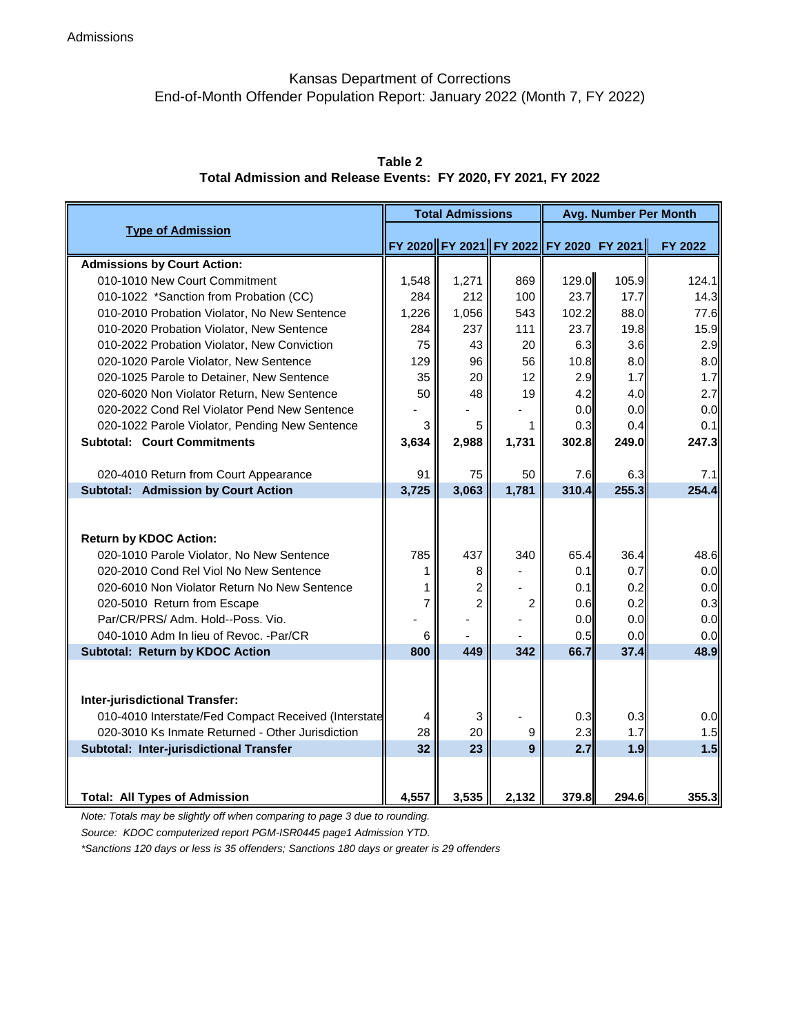Admissions

Kansas Department of Corrections
End-of-Month Offender Population Report: January 2022 (Month 7, FY 2022)

**Table 2**
**Total Admission and Release Events: FY 2020, FY 2021, FY 2022**

| Type of Admission | Total Admissions | | | Avg. Number Per Month | | |
|---|---|---|---|---|---|---|
| | FY 2020 | FY 2021 | FY 2022 | FY 2020 | FY 2021 | FY 2022 |
| **Admissions by Court Action:** | | | | | | |
| 010-1010 New Court Commitment | 1,548 | 1,271 | 869 | 129.0 | 105.9 | 124.1 |
| 010-1022 *Sanction from Probation (CC) | 284 | 212 | 100 | 23.7 | 17.7 | 14.3 |
| 010-2010 Probation Violator, No New Sentence | 1,226 | 1,056 | 543 | 102.2 | 88.0 | 77.6 |
| 010-2020 Probation Violator, New Sentence | 284 | 237 | 111 | 23.7 | 19.8 | 15.9 |
| 010-2022 Probation Violator, New Conviction | 75 | 43 | 20 | 6.3 | 3.6 | 2.9 |
| 020-1020 Parole Violator, New Sentence | 129 | 96 | 56 | 10.8 | 8.0 | 8.0 |
| 020-1025 Parole to Detainer, New Sentence | 35 | 20 | 12 | 2.9 | 1.7 | 1.7 |
| 020-6020 Non Violator Return, New Sentence | 50 | 48 | 19 | 4.2 | 4.0 | 2.7 |
| 020-2022 Cond Rel Violator Pend New Sentence | - | - | - | 0.0 | 0.0 | 0.0 |
| 020-1022 Parole Violator, Pending New Sentence | 3 | 5 | 1 | 0.3 | 0.4 | 0.1 |
| **Subtotal: Court Commitments** | **3,634** | **2,988** | **1,731** | **302.8** | **249.0** | **247.3** |
| 020-4010 Return from Court Appearance | 91 | 75 | 50 | 7.6 | 6.3 | 7.1 |
| **Subtotal: Admission by Court Action** | **3,725** | **3,063** | **1,781** | **310.4** | **255.3** | **254.4** |
| **Return by KDOC Action:** | | | | | | |
| 020-1010 Parole Violator, No New Sentence | 785 | 437 | 340 | 65.4 | 36.4 | 48.6 |
| 020-2010 Cond Rel Viol No New Sentence | 1 | 8 | - | 0.1 | 0.7 | 0.0 |
| 020-6010 Non Violator Return No New Sentence | 1 | 2 | - | 0.1 | 0.2 | 0.0 |
| 020-5010 Return from Escape | 7 | 2 | 2 | 0.6 | 0.2 | 0.3 |
| Par/CR/PRS/ Adm. Hold--Poss. Vio. | - | - | - | 0.0 | 0.0 | 0.0 |
| 040-1010 Adm In lieu of Revoc. -Par/CR | 6 | - | - | 0.5 | 0.0 | 0.0 |
| **Subtotal: Return by KDOC Action** | **800** | **449** | **342** | **66.7** | **37.4** | **48.9** |
| **Inter-jurisdictional Transfer:** | | | | | | |
| 010-4010 Interstate/Fed Compact Received (Interstate | 4 | 3 | - | 0.3 | 0.3 | 0.0 |
| 020-3010 Ks Inmate Returned - Other Jurisdiction | 28 | 20 | 9 | 2.3 | 1.7 | 1.5 |
| **Subtotal: Inter-jurisdictional Transfer** | **32** | **23** | **9** | **2.7** | **1.9** | **1.5** |
| **Total: All Types of Admission** | **4,557** | **3,535** | **2,132** | **379.8** | **294.6** | **355.3** |

*Note: Totals may be slightly off when comparing to page 3 due to rounding.*

*Source: KDOC computerized report PGM-ISR0445 page1 Admission YTD.*

*\*Sanctions 120 days or less is 35 offenders; Sanctions 180 days or greater is 29 offenders*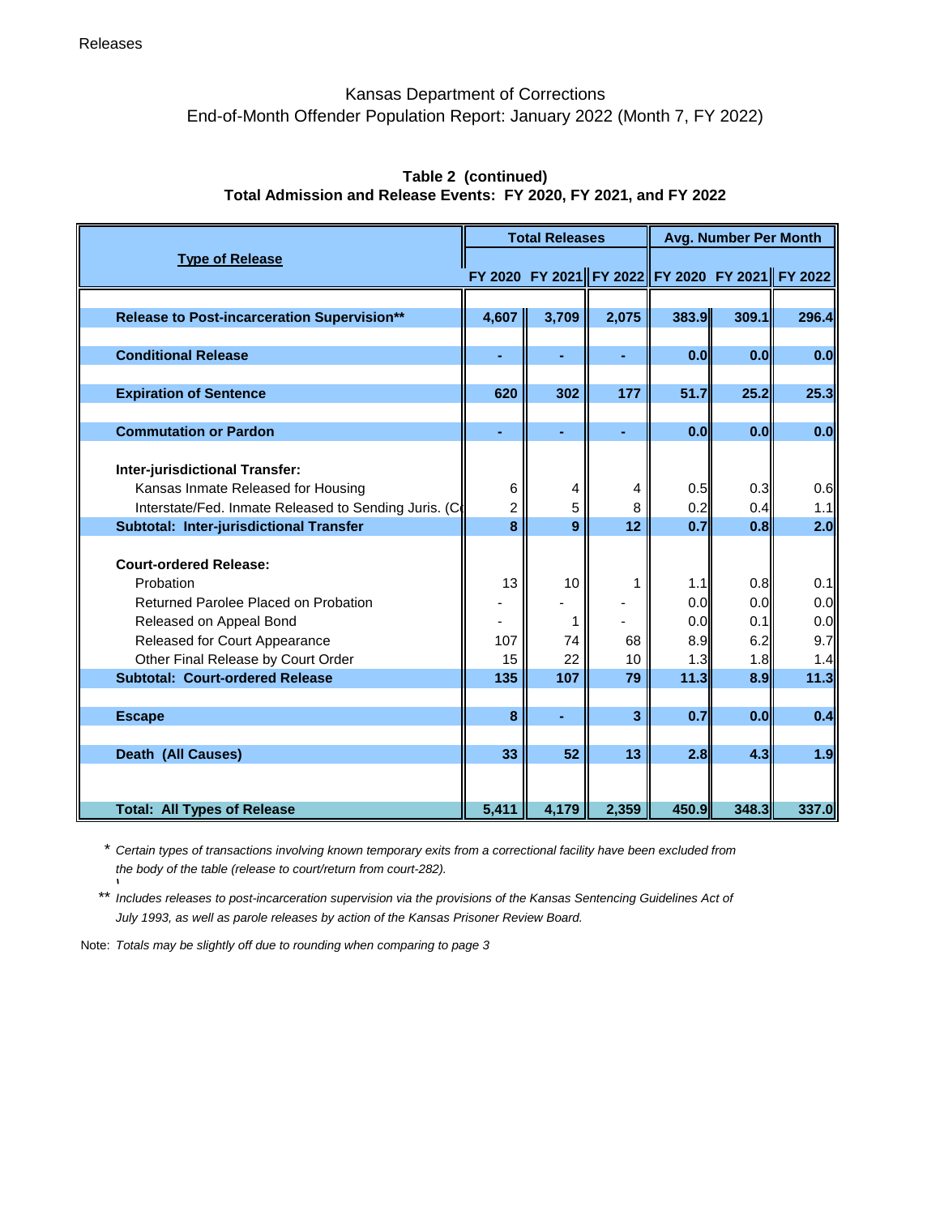Releases

# Kansas Department of Corrections
## End-of-Month Offender Population Report: January 2022 (Month 7, FY 2022)

### Table 2 (continued)
### Total Admission and Release Events: FY 2020, FY 2021, and FY 2022

| Type of Release | Total Releases | | | Avg. Number Per Month | | |
|---|---|---|---|---|---|---|
| | FY 2020 | FY 2021 | FY 2022 | FY 2020 | FY 2021 | FY 2022 |
| **Release to Post-incarceration Supervision**** | **4,607** | **3,709** | **2,075** | **383.9** | **309.1** | **296.4** |
| **Conditional Release** | **-** | **-** | **-** | **0.0** | **0.0** | **0.0** |
| **Expiration of Sentence** | **620** | **302** | **177** | **51.7** | **25.2** | **25.3** |
| **Commutation or Pardon** | **-** | **-** | **-** | **0.0** | **0.0** | **0.0** |
| **Inter-jurisdictional Transfer:** | | | | | | |
| Kansas Inmate Released for Housing | 6 | 4 | 4 | 0.5 | 0.3 | 0.6 |
| Interstate/Fed. Inmate Released to Sending Juris. (C | 2 | 5 | 8 | 0.2 | 0.4 | 1.1 |
| **Subtotal: Inter-jurisdictional Transfer** | **8** | **9** | **12** | **0.7** | **0.8** | **2.0** |
| **Court-ordered Release:** | | | | | | |
| Probation | 13 | 10 | 1 | 1.1 | 0.8 | 0.1 |
| Returned Parolee Placed on Probation | - | - | - | 0.0 | 0.0 | 0.0 |
| Released on Appeal Bond | - | 1 | - | 0.0 | 0.1 | 0.0 |
| Released for Court Appearance | 107 | 74 | 68 | 8.9 | 6.2 | 9.7 |
| Other Final Release by Court Order | 15 | 22 | 10 | 1.3 | 1.8 | 1.4 |
| **Subtotal: Court-ordered Release** | **135** | **107** | **79** | **11.3** | **8.9** | **11.3** |
| **Escape** | **8** | **-** | **3** | **0.7** | **0.0** | **0.4** |
| **Death (All Causes)** | **33** | **52** | **13** | **2.8** | **4.3** | **1.9** |
| **Total: All Types of Release** | **5,411** | **4,179** | **2,359** | **450.9** | **348.3** | **337.0** |

\* *Certain types of transactions involving known temporary exits from a correctional facility have been excluded from the body of the table (release to court/return from court-282).*

** *Includes releases to post-incarceration supervision via the provisions of the Kansas Sentencing Guidelines Act of July 1993, as well as parole releases by action of the Kansas Prisoner Review Board.*

Note: *Totals may be slightly off due to rounding when comparing to page 3*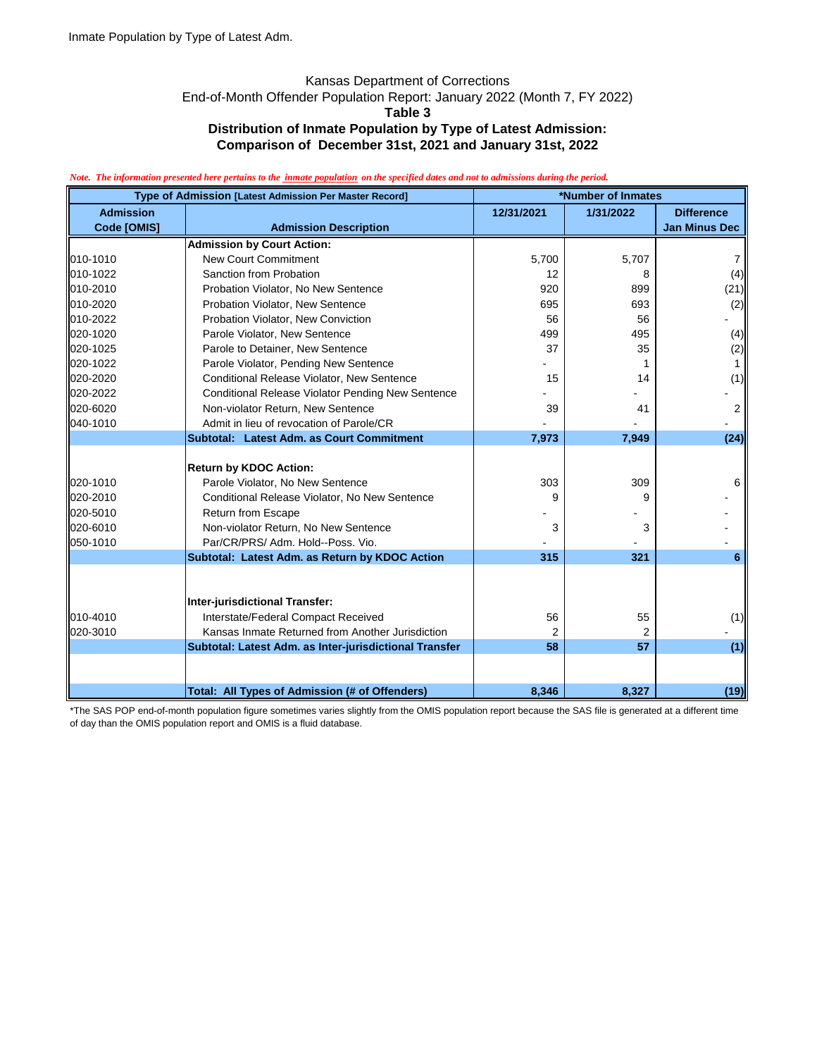Inmate Population by Type of Latest Adm.

## Kansas Department of Corrections
### End-of-Month Offender Population Report: January 2022 (Month 7, FY 2022)
### Table 3
### Distribution of Inmate Population by Type of Latest Admission: Comparison of December 31st, 2021 and January 31st, 2022

*Note. The information presented here pertains to the inmate population on the specified dates and not to admissions during the period.*

| Type of Admission [Latest Admission Per Master Record] | | *Number of Inmates | | |
|---|---|---|---|---|
| **Admission Code [OMIS]** | **Admission Description** | **12/31/2021** | **1/31/2022** | **Difference Jan Minus Dec** |
| | **Admission by Court Action:** | | | |
| 010-1010 | New Court Commitment | 5,700 | 5,707 | 7 |
| 010-1022 | Sanction from Probation | 12 | 8 | (4) |
| 010-2010 | Probation Violator, No New Sentence | 920 | 899 | (21) |
| 010-2020 | Probation Violator, New Sentence | 695 | 693 | (2) |
| 010-2022 | Probation Violator, New Conviction | 56 | 56 | - |
| 020-1020 | Parole Violator, New Sentence | 499 | 495 | (4) |
| 020-1025 | Parole to Detainer, New Sentence | 37 | 35 | (2) |
| 020-1022 | Parole Violator, Pending New Sentence | - | 1 | 1 |
| 020-2020 | Conditional Release Violator, New Sentence | 15 | 14 | (1) |
| 020-2022 | Conditional Release Violator Pending New Sentence | - | - | - |
| 020-6020 | Non-violator Return, New Sentence | 39 | 41 | 2 |
| 040-1010 | Admit in lieu of revocation of Parole/CR | - | - | - |
| | **Subtotal: Latest Adm. as Court Commitment** | **7,973** | **7,949** | **(24)** |
| | **Return by KDOC Action:** | | | |
| 020-1010 | Parole Violator, No New Sentence | 303 | 309 | 6 |
| 020-2010 | Conditional Release Violator, No New Sentence | 9 | 9 | - |
| 020-5010 | Return from Escape | - | - | - |
| 020-6010 | Non-violator Return, No New Sentence | 3 | 3 | - |
| 050-1010 | Par/CR/PRS/ Adm. Hold--Poss. Vio. | - | - | - |
| | **Subtotal: Latest Adm. as Return by KDOC Action** | **315** | **321** | **6** |
| | **Inter-jurisdictional Transfer:** | | | |
| 010-4010 | Interstate/Federal Compact Received | 56 | 55 | (1) |
| 020-3010 | Kansas Inmate Returned from Another Jurisdiction | 2 | 2 | - |
| | **Subtotal: Latest Adm. as Inter-jurisdictional Transfer** | **58** | **57** | **(1)** |
| | **Total: All Types of Admission (# of Offenders)** | **8,346** | **8,327** | **(19)** |

*The SAS POP end-of-month population figure sometimes varies slightly from the OMIS population report because the SAS file is generated at a different time of day than the OMIS population report and OMIS is a fluid database.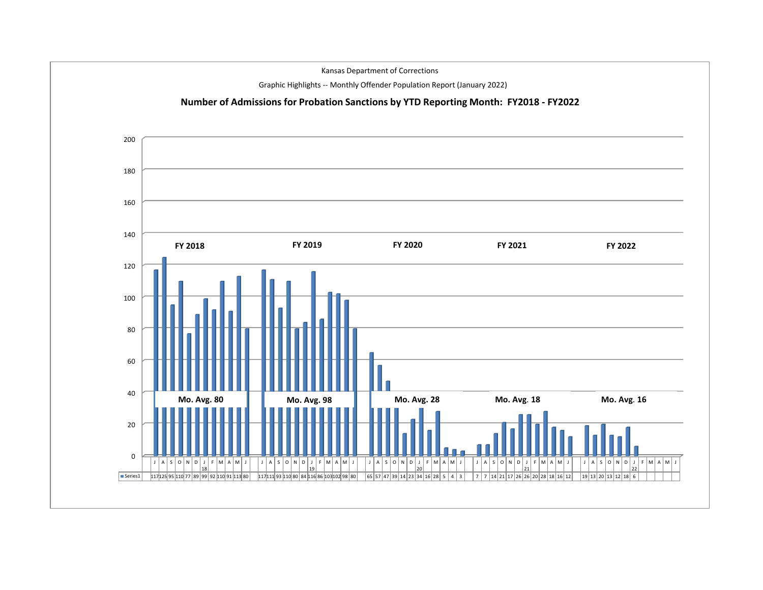Kansas Department of Corrections

Graphic Highlights -- Monthly Offender Population Report (January 2022)

**Number of Admissions for Probation Sanctions by YTD Reporting Month: FY2018 - FY2022**

200
180
160
140
120
100
80
60
40
20
0

**FY 2018** **FY 2019** **FY 2020** **FY 2021** **FY 2022**

**Mo. Avg. 80** **Mo. Avg. 98** **Mo. Avg. 28** **Mo. Avg. 18** **Mo. Avg. 16**

J A S O N D J 18 F M A M J

J A S O N D J 19 F M A M J

J A S O N D J 20 F M A M J

J A S O N D J 21 F M A M J

J A S O N D J 22 F M A M J

Series1

117 125 95 110 77 89 99 92 110 91 113 80

117 111 93 110 80 84 116 86 103 102 98 80

65 57 47 39 14 23 34 16 28 5 4 3

7 7 14 21 17 26 26 20 28 18 16 12

19 13 20 13 12 18 6